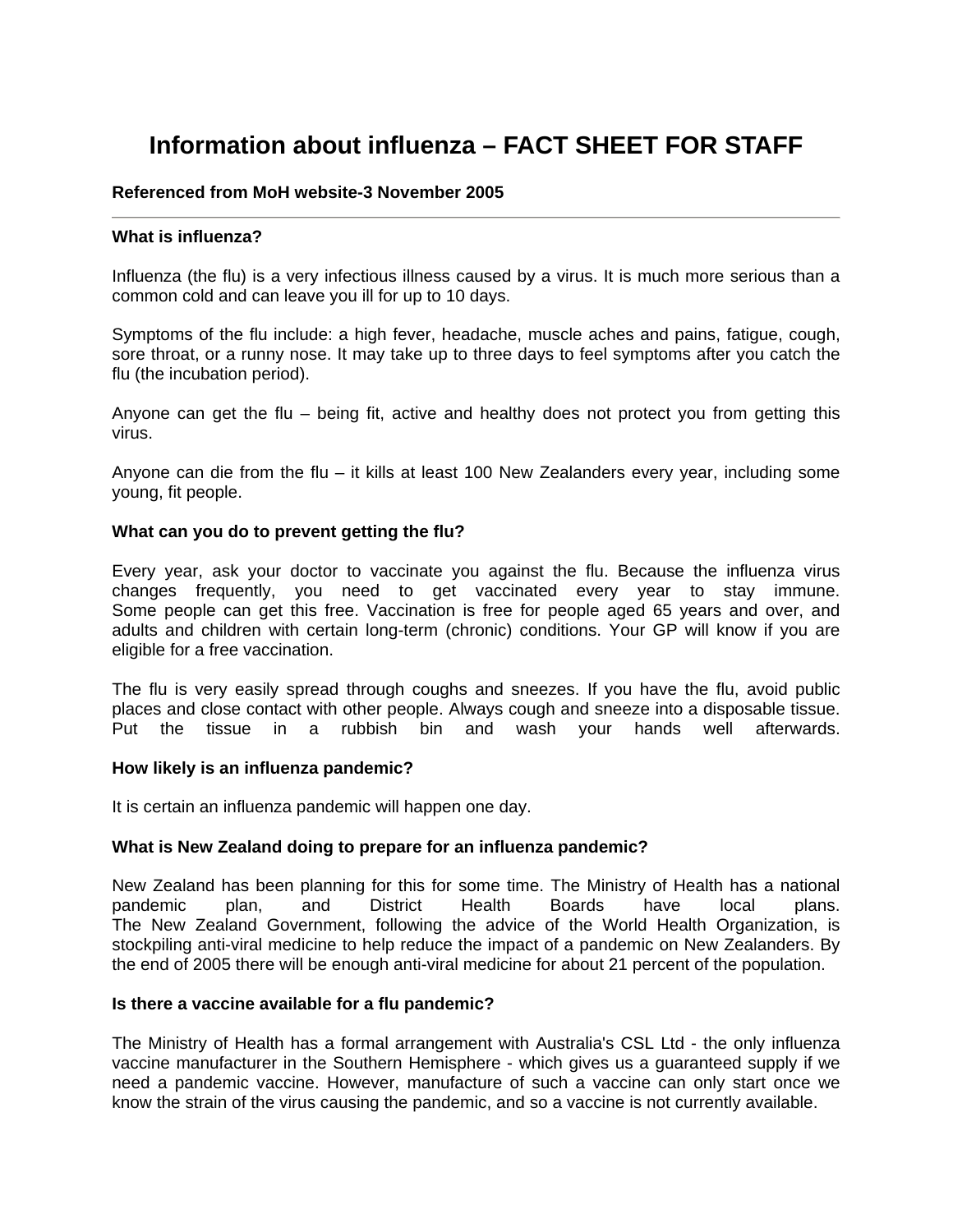# Information about influenza – FACT SHEET FOR STAFF

**Referenced from MoH website-3 November 2005**

---

**What is influenza?**

Influenza (the flu) is a very infectious illness caused by a virus. It is much more serious than a common cold and can leave you ill for up to 10 days.

Symptoms of the flu include: a high fever, headache, muscle aches and pains, fatigue, cough, sore throat, or a runny nose. It may take up to three days to feel symptoms after you catch the flu (the incubation period).

Anyone can get the flu – being fit, active and healthy does not protect you from getting this virus.

Anyone can die from the flu – it kills at least 100 New Zealanders every year, including some young, fit people.

**What can you do to prevent getting the flu?**

Every year, ask your doctor to vaccinate you against the flu. Because the influenza virus changes frequently, you need to get vaccinated every year to stay immune. Some people can get this free. Vaccination is free for people aged 65 years and over, and adults and children with certain long-term (chronic) conditions. Your GP will know if you are eligible for a free vaccination.

The flu is very easily spread through coughs and sneezes. If you have the flu, avoid public places and close contact with other people. Always cough and sneeze into a disposable tissue. Put the tissue in a rubbish bin and wash your hands well afterwards.

**How likely is an influenza pandemic?**

It is certain an influenza pandemic will happen one day.

**What is New Zealand doing to prepare for an influenza pandemic?**

New Zealand has been planning for this for some time. The Ministry of Health has a national pandemic plan, and District Health Boards have local plans. The New Zealand Government, following the advice of the World Health Organization, is stockpiling anti-viral medicine to help reduce the impact of a pandemic on New Zealanders. By the end of 2005 there will be enough anti-viral medicine for about 21 percent of the population.

**Is there a vaccine available for a flu pandemic?**

The Ministry of Health has a formal arrangement with Australia's CSL Ltd - the only influenza vaccine manufacturer in the Southern Hemisphere - which gives us a guaranteed supply if we need a pandemic vaccine. However, manufacture of such a vaccine can only start once we know the strain of the virus causing the pandemic, and so a vaccine is not currently available.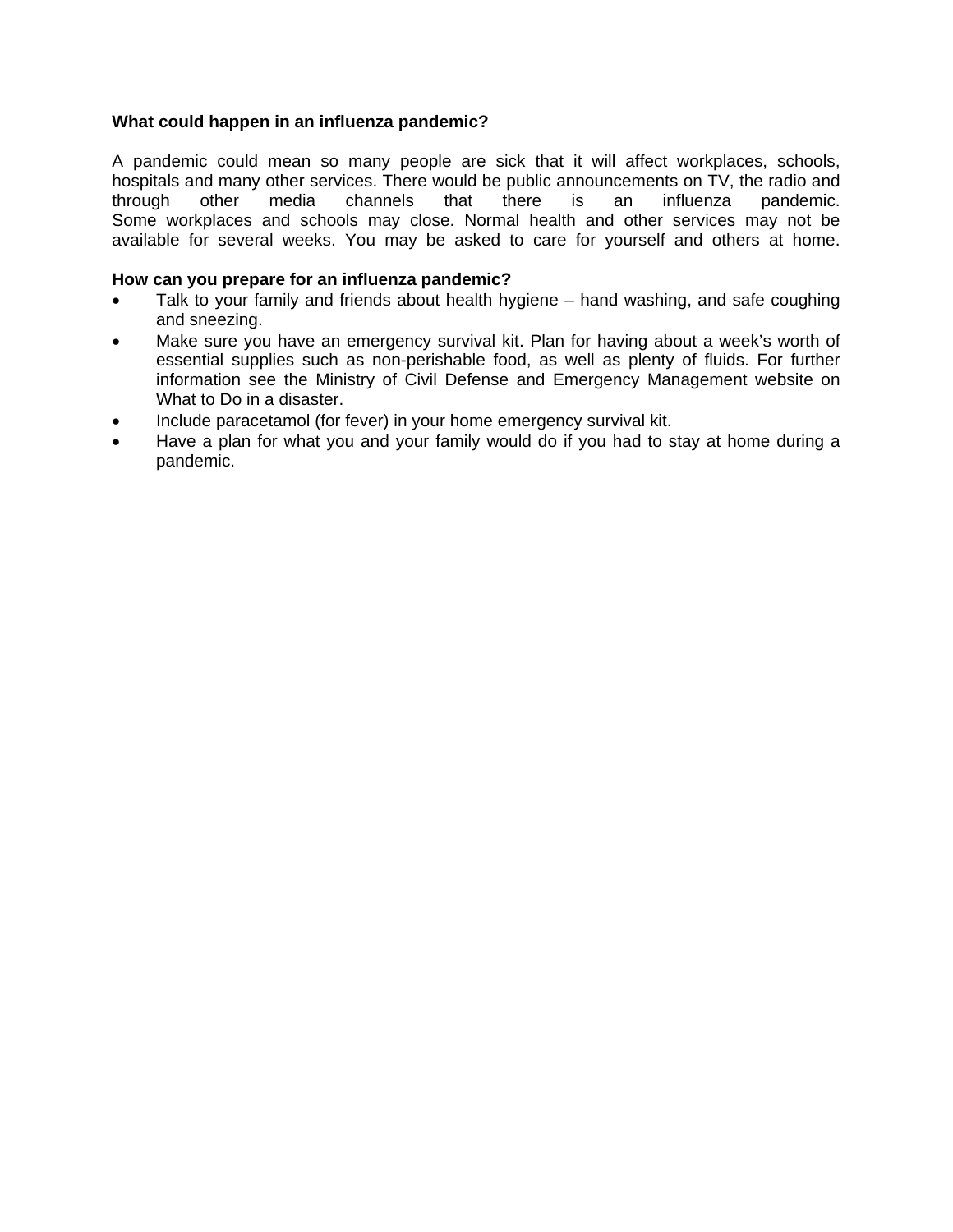**What could happen in an influenza pandemic?**

A pandemic could mean so many people are sick that it will affect workplaces, schools, hospitals and many other services. There would be public announcements on TV, the radio and through other media channels that there is an influenza pandemic. Some workplaces and schools may close. Normal health and other services may not be available for several weeks. You may be asked to care for yourself and others at home.

**How can you prepare for an influenza pandemic?**

- Talk to your family and friends about health hygiene – hand washing, and safe coughing and sneezing.
- Make sure you have an emergency survival kit. Plan for having about a week's worth of essential supplies such as non-perishable food, as well as plenty of fluids. For further information see the Ministry of Civil Defense and Emergency Management website on What to Do in a disaster.
- Include paracetamol (for fever) in your home emergency survival kit.
- Have a plan for what you and your family would do if you had to stay at home during a pandemic.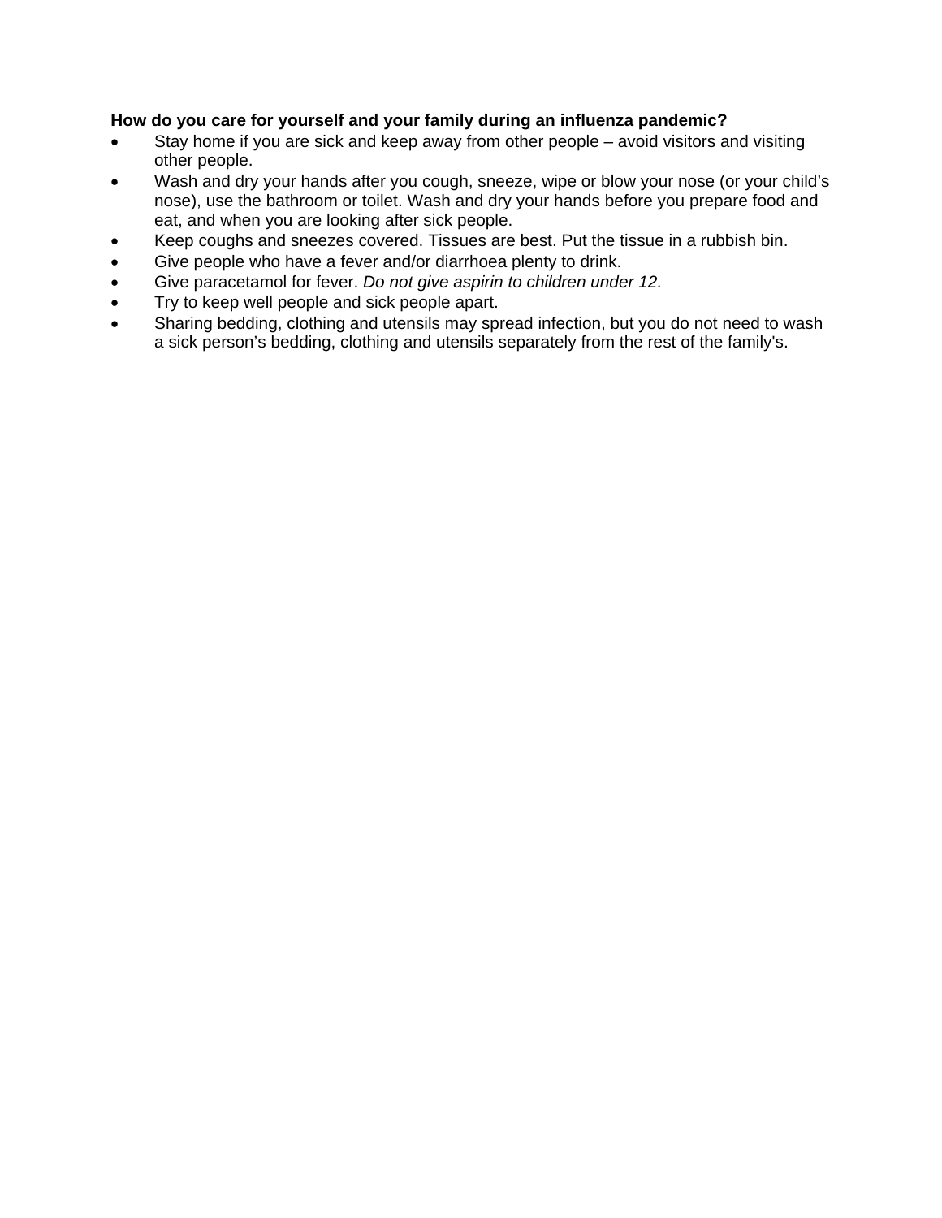**How do you care for yourself and your family during an influenza pandemic?**

- Stay home if you are sick and keep away from other people – avoid visitors and visiting other people.
- Wash and dry your hands after you cough, sneeze, wipe or blow your nose (or your child's nose), use the bathroom or toilet. Wash and dry your hands before you prepare food and eat, and when you are looking after sick people.
- Keep coughs and sneezes covered. Tissues are best. Put the tissue in a rubbish bin.
- Give people who have a fever and/or diarrhoea plenty to drink.
- Give paracetamol for fever. *Do not give aspirin to children under 12.*
- Try to keep well people and sick people apart.
- Sharing bedding, clothing and utensils may spread infection, but you do not need to wash a sick person's bedding, clothing and utensils separately from the rest of the family's.